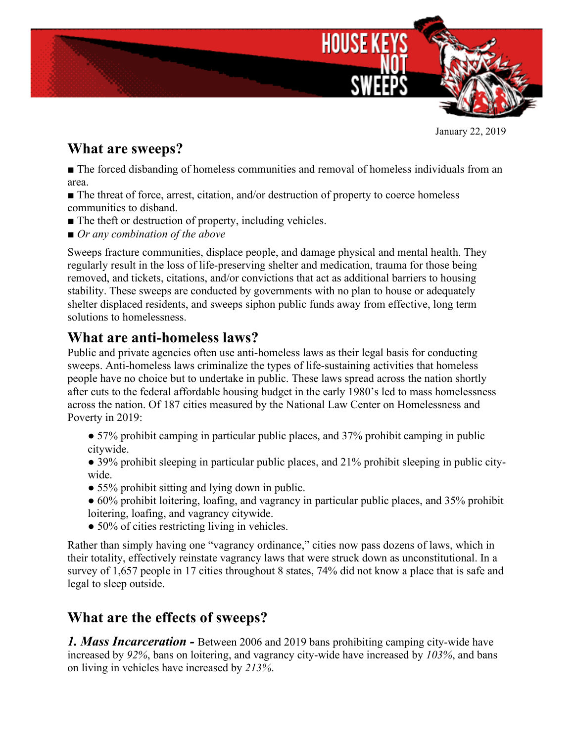# HOUSE KEYS NOT SWEEPS

January 22, 2019

## What are sweeps?

■ The forced disbanding of homeless communities and removal of homeless individuals from an area.
■ The threat of force, arrest, citation, and/or destruction of property to coerce homeless communities to disband.
■ The theft or destruction of property, including vehicles.
■ *Or any combination of the above*

Sweeps fracture communities, displace people, and damage physical and mental health. They regularly result in the loss of life-preserving shelter and medication, trauma for those being removed, and tickets, citations, and/or convictions that act as additional barriers to housing stability. These sweeps are conducted by governments with no plan to house or adequately shelter displaced residents, and sweeps siphon public funds away from effective, long term solutions to homelessness.

## What are anti-homeless laws?

Public and private agencies often use anti-homeless laws as their legal basis for conducting sweeps. Anti-homeless laws criminalize the types of life-sustaining activities that homeless people have no choice but to undertake in public. These laws spread across the nation shortly after cuts to the federal affordable housing budget in the early 1980's led to mass homelessness across the nation. Of 187 cities measured by the National Law Center on Homelessness and Poverty in 2019:

- 57% prohibit camping in particular public places, and 37% prohibit camping in public citywide.
- 39% prohibit sleeping in particular public places, and 21% prohibit sleeping in public city-wide.
- 55% prohibit sitting and lying down in public.
- 60% prohibit loitering, loafing, and vagrancy in particular public places, and 35% prohibit loitering, loafing, and vagrancy citywide.
- 50% of cities restricting living in vehicles.

Rather than simply having one "vagrancy ordinance," cities now pass dozens of laws, which in their totality, effectively reinstate vagrancy laws that were struck down as unconstitutional. In a survey of 1,657 people in 17 cities throughout 8 states, 74% did not know a place that is safe and legal to sleep outside.

## What are the effects of sweeps?

***1. Mass Incarceration -*** Between 2006 and 2019 bans prohibiting camping city-wide have increased by *92%*, bans on loitering, and vagrancy city-wide have increased by *103%*, and bans on living in vehicles have increased by *213%.*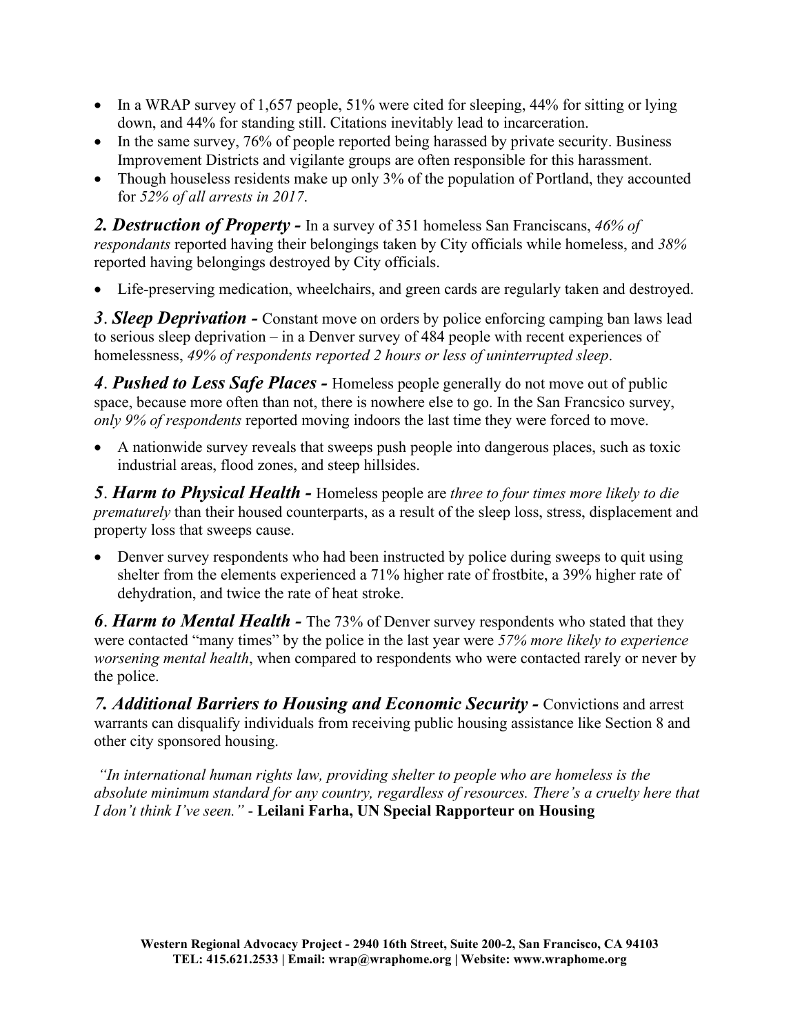- In a WRAP survey of 1,657 people, 51% were cited for sleeping, 44% for sitting or lying down, and 44% for standing still. Citations inevitably lead to incarceration.
- In the same survey, 76% of people reported being harassed by private security. Business Improvement Districts and vigilante groups are often responsible for this harassment.
- Though houseless residents make up only 3% of the population of Portland, they accounted for *52% of all arrests in 2017*.

***2. Destruction of Property -*** In a survey of 351 homeless San Franciscans, *46% of respondants* reported having their belongings taken by City officials while homeless, and *38%* reported having belongings destroyed by City officials.

- Life-preserving medication, wheelchairs, and green cards are regularly taken and destroyed.

***3*. *Sleep Deprivation -*** Constant move on orders by police enforcing camping ban laws lead to serious sleep deprivation – in a Denver survey of 484 people with recent experiences of homelessness, *49% of respondents reported 2 hours or less of uninterrupted sleep*.

***4*. *Pushed to Less Safe Places -*** Homeless people generally do not move out of public space, because more often than not, there is nowhere else to go. In the San Francsico survey, *only 9% of respondents* reported moving indoors the last time they were forced to move.

- A nationwide survey reveals that sweeps push people into dangerous places, such as toxic industrial areas, flood zones, and steep hillsides.

***5*. *Harm to Physical Health -*** Homeless people are *three to four times more likely to die prematurely* than their housed counterparts, as a result of the sleep loss, stress, displacement and property loss that sweeps cause.

- Denver survey respondents who had been instructed by police during sweeps to quit using shelter from the elements experienced a 71% higher rate of frostbite, a 39% higher rate of dehydration, and twice the rate of heat stroke.

***6*. *Harm to Mental Health -*** The 73% of Denver survey respondents who stated that they were contacted "many times" by the police in the last year were *57% more likely to experience worsening mental health*, when compared to respondents who were contacted rarely or never by the police.

***7. Additional Barriers to Housing and Economic Security -*** Convictions and arrest warrants can disqualify individuals from receiving public housing assistance like Section 8 and other city sponsored housing.

*"In international human rights law, providing shelter to people who are homeless is the absolute minimum standard for any country, regardless of resources. There's a cruelty here that I don't think I've seen."* - **Leilani Farha, UN Special Rapporteur on Housing**

**Western Regional Advocacy Project - 2940 16th Street, Suite 200-2, San Francisco, CA 94103**
**TEL: 415.621.2533 | Email: wrap@wraphome.org | Website: www.wraphome.org**